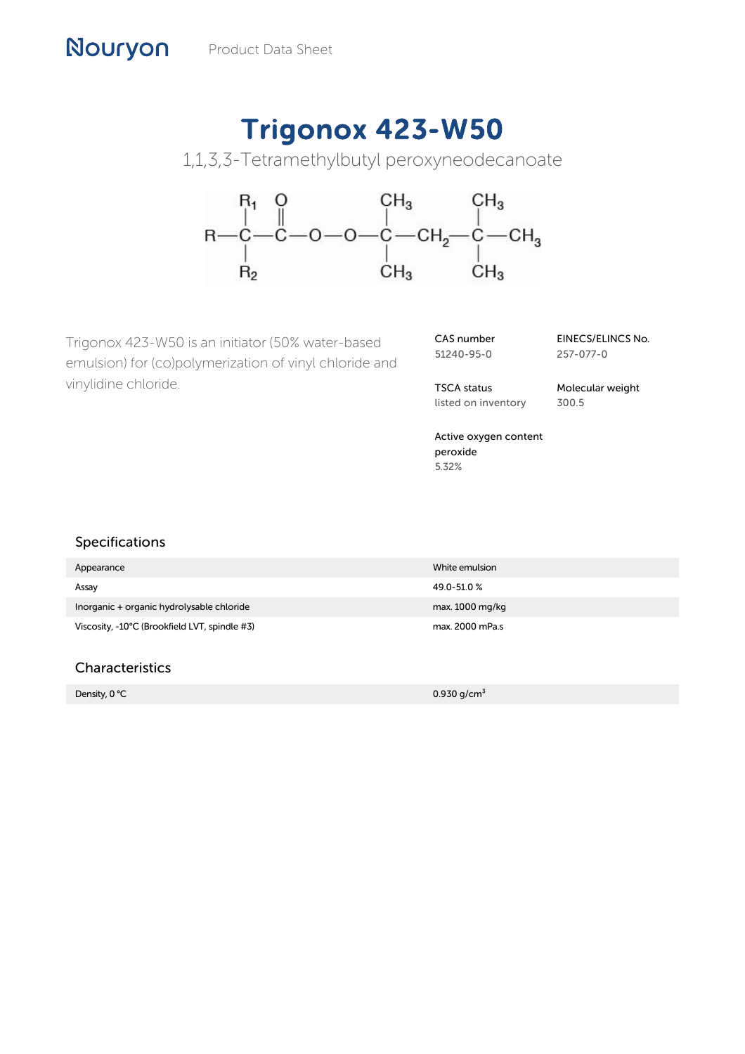Product Data Sheet

# Trigonox 423-W50

1,1,3,3-Tetramethylbutyl peroxyneodecanoate

$$R-\overset{\displaystyle R_1}{\underset{\displaystyle R_2}{C}}-\overset{\displaystyle O}{\overset{\|}{C}}-O-O-\overset{\displaystyle CH_3}{\underset{\displaystyle CH_3}{C}}-CH_2-\overset{\displaystyle CH_3}{\underset{\displaystyle CH_3}{C}}-CH_3$$

Trigonox 423-W50 is an initiator (50% water-based emulsion) for (co)polymerization of vinyl chloride and vinylidine chloride.

**CAS number**
51240-95-0

**EINECS/ELINCS No.**
257-077-0

**TSCA status**
listed on inventory

**Molecular weight**
300.5

**Active oxygen content peroxide**
5.32%

## Specifications

| | |
|---|---|
| Appearance | White emulsion |
| Assay | 49.0-51.0 % |
| Inorganic + organic hydrolysable chloride | max. 1000 mg/kg |
| Viscosity, -10°C (Brookfield LVT, spindle #3) | max. 2000 mPa.s |

## Characteristics

| | |
|---|---|
| Density, 0 °C | 0.930 g/cm$^3$ |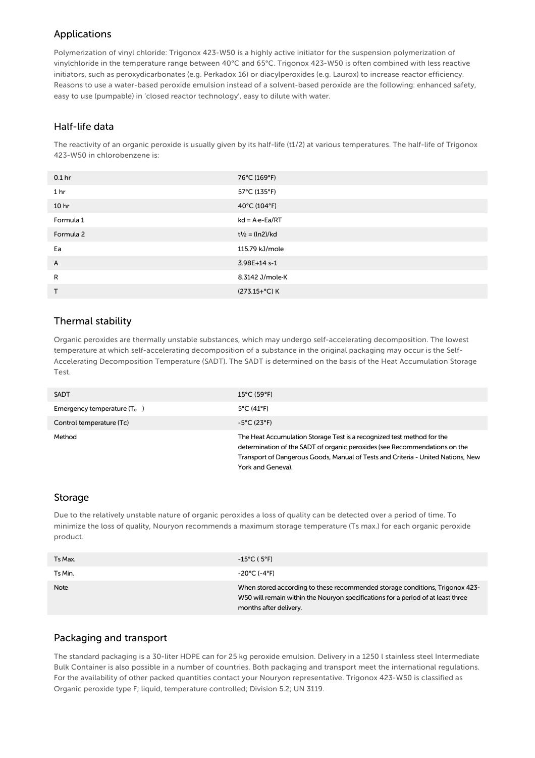## Applications

Polymerization of vinyl chloride: Trigonox 423-W50 is a highly active initiator for the suspension polymerization of vinylchloride in the temperature range between 40°C and 65°C. Trigonox 423-W50 is often combined with less reactive initiators, such as peroxydicarbonates (e.g. Perkadox 16) or diacylperoxides (e.g. Laurox) to increase reactor efficiency. Reasons to use a water-based peroxide emulsion instead of a solvent-based peroxide are the following: enhanced safety, easy to use (pumpable) in 'closed reactor technology', easy to dilute with water.

## Half-life data

The reactivity of an organic peroxide is usually given by its half-life (t1/2) at various temperatures. The half-life of Trigonox 423-W50 in chlorobenzene is:

| | |
|---|---|
| 0.1 hr | 76°C (169°F) |
| 1 hr | 57°C (135°F) |
| 10 hr | 40°C (104°F) |
| Formula 1 | $kd = A \cdot e^{-Ea/RT}$ |
| Formula 2 | $t_{1/2} = (\ln 2)/kd$ |
| Ea | 115.79 kJ/mole |
| A | 3.98E+14 s-1 |
| R | 8.3142 J/mole·K |
| T | (273.15+°C) K |

## Thermal stability

Organic peroxides are thermally unstable substances, which may undergo self-accelerating decomposition. The lowest temperature at which self-accelerating decomposition of a substance in the original packaging may occur is the Self-Accelerating Decomposition Temperature (SADT). The SADT is determined on the basis of the Heat Accumulation Storage Test.

| | |
|---|---|
| SADT | 15°C (59°F) |
| Emergency temperature ($T_e$) | 5°C (41°F) |
| Control temperature (Tc) | -5°C (23°F) |
| Method | The Heat Accumulation Storage Test is a recognized test method for the determination of the SADT of organic peroxides (see Recommendations on the Transport of Dangerous Goods, Manual of Tests and Criteria - United Nations, New York and Geneva). |

## Storage

Due to the relatively unstable nature of organic peroxides a loss of quality can be detected over a period of time. To minimize the loss of quality, Nouryon recommends a maximum storage temperature (Ts max.) for each organic peroxide product.

| | |
|---|---|
| Ts Max. | -15°C ( 5°F) |
| Ts Min. | -20°C (-4°F) |
| Note | When stored according to these recommended storage conditions, Trigonox 423-W50 will remain within the Nouryon specifications for a period of at least three months after delivery. |

## Packaging and transport

The standard packaging is a 30-liter HDPE can for 25 kg peroxide emulsion. Delivery in a 1250 l stainless steel Intermediate Bulk Container is also possible in a number of countries. Both packaging and transport meet the international regulations. For the availability of other packed quantities contact your Nouryon representative. Trigonox 423-W50 is classified as Organic peroxide type F; liquid, temperature controlled; Division 5.2; UN 3119.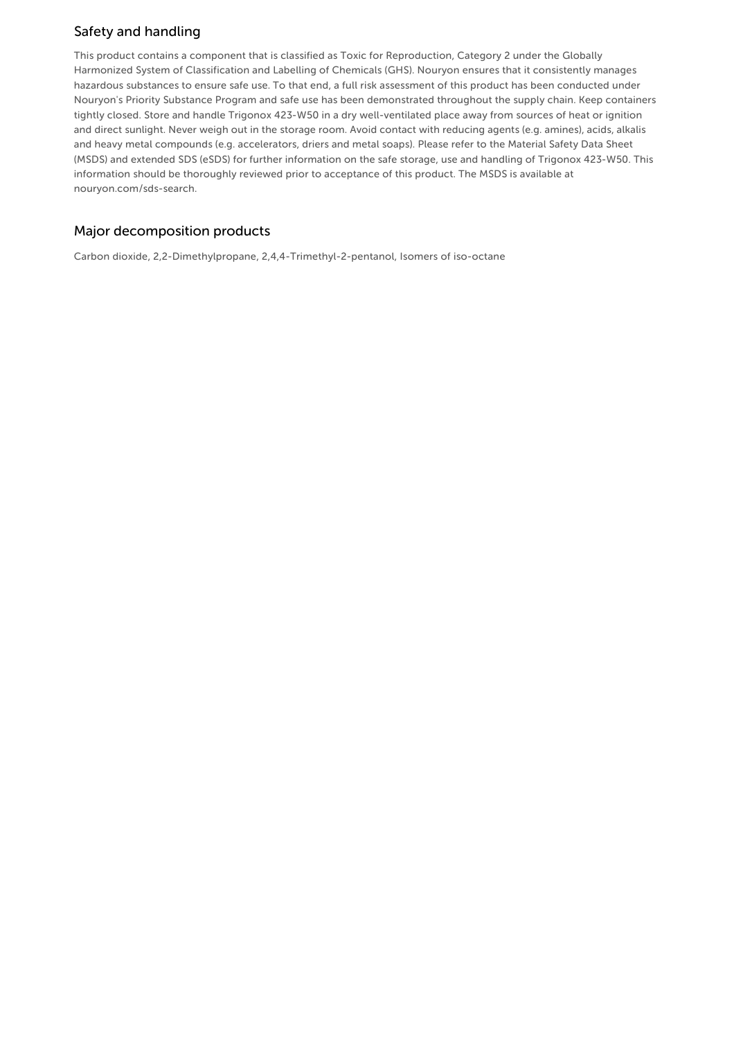## Safety and handling

This product contains a component that is classified as Toxic for Reproduction, Category 2 under the Globally Harmonized System of Classification and Labelling of Chemicals (GHS). Nouryon ensures that it consistently manages hazardous substances to ensure safe use. To that end, a full risk assessment of this product has been conducted under Nouryon's Priority Substance Program and safe use has been demonstrated throughout the supply chain. Keep containers tightly closed. Store and handle Trigonox 423-W50 in a dry well-ventilated place away from sources of heat or ignition and direct sunlight. Never weigh out in the storage room. Avoid contact with reducing agents (e.g. amines), acids, alkalis and heavy metal compounds (e.g. accelerators, driers and metal soaps). Please refer to the Material Safety Data Sheet (MSDS) and extended SDS (eSDS) for further information on the safe storage, use and handling of Trigonox 423-W50. This information should be thoroughly reviewed prior to acceptance of this product. The MSDS is available at nouryon.com/sds-search.

## Major decomposition products

Carbon dioxide, 2,2-Dimethylpropane, 2,4,4-Trimethyl-2-pentanol, Isomers of iso-octane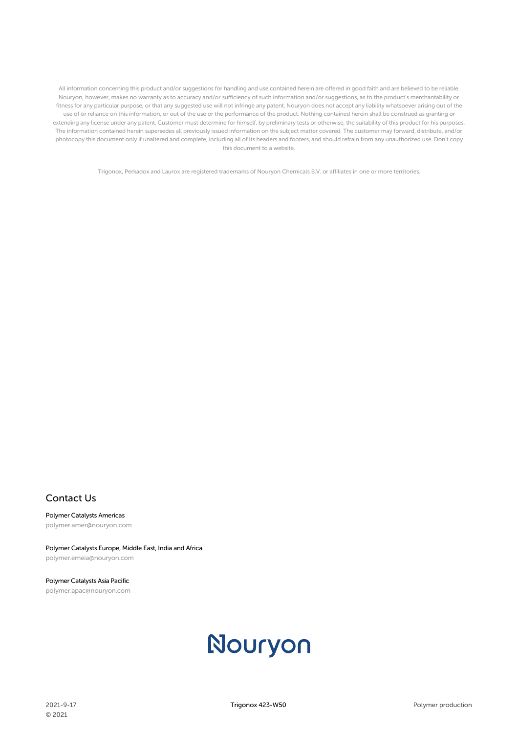All information concerning this product and/or suggestions for handling and use contained herein are offered in good faith and are believed to be reliable. Nouryon, however, makes no warranty as to accuracy and/or sufficiency of such information and/or suggestions, as to the product's merchantability or fitness for any particular purpose, or that any suggested use will not infringe any patent. Nouryon does not accept any liability whatsoever arising out of the use of or reliance on this information, or out of the use or the performance of the product. Nothing contained herein shall be construed as granting or extending any license under any patent. Customer must determine for himself, by preliminary tests or otherwise, the suitability of this product for his purposes. The information contained herein supersedes all previously issued information on the subject matter covered. The customer may forward, distribute, and/or photocopy this document only if unaltered and complete, including all of its headers and footers, and should refrain from any unauthorized use. Don't copy this document to a website.

Trigonox, Perkadox and Laurox are registered trademarks of Nouryon Chemicals B.V. or affiliates in one or more territories.

## Contact Us

Polymer Catalysts Americas
polymer.amer@nouryon.com

Polymer Catalysts Europe, Middle East, India and Africa
polymer.emeia@nouryon.com

Polymer Catalysts Asia Pacific
polymer.apac@nouryon.com

Nouryon

2021-9-17
© 2021